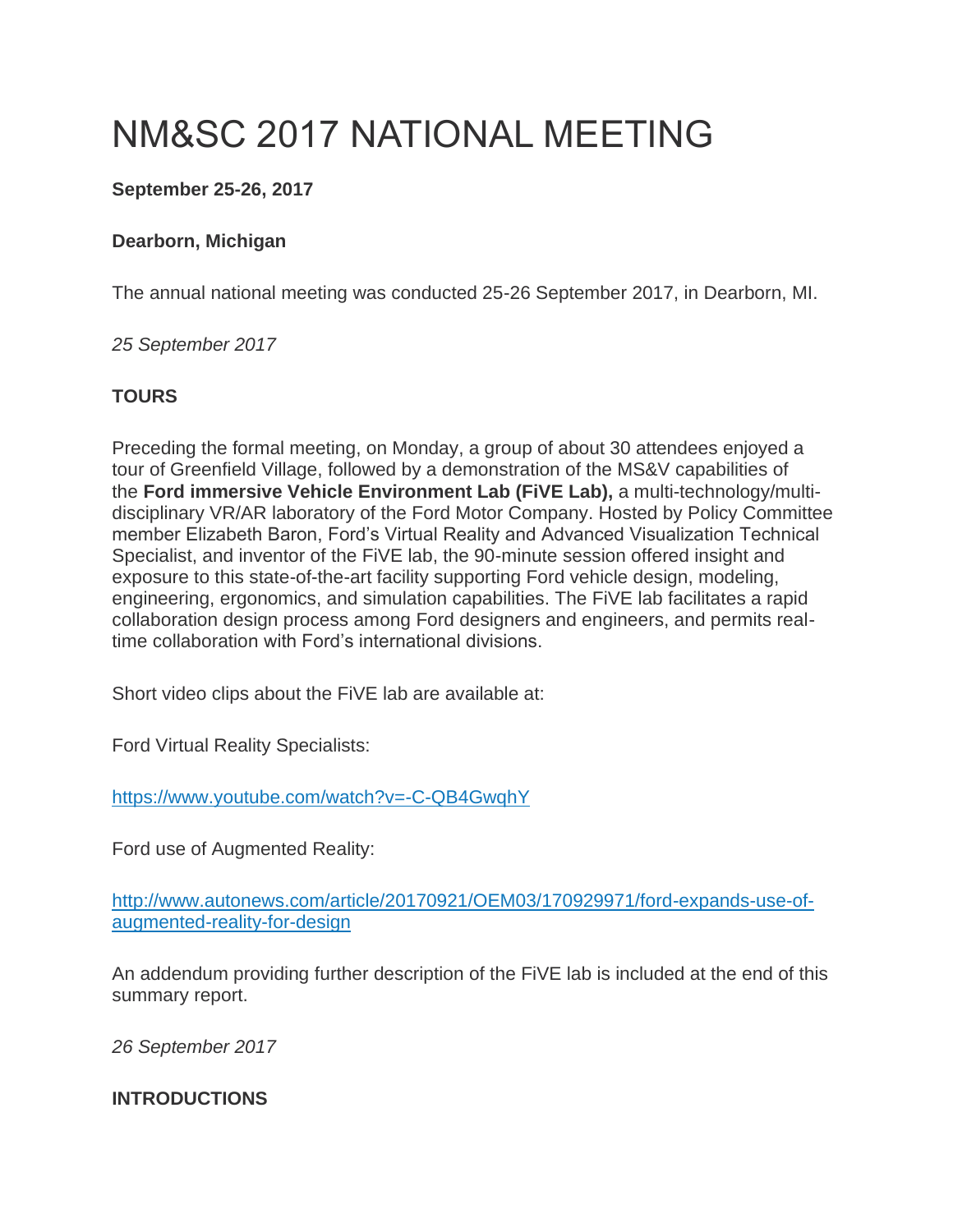# NM&SC 2017 NATIONAL MEETING

**September 25-26, 2017**

**Dearborn, Michigan**

The annual national meeting was conducted 25-26 September 2017, in Dearborn, MI.

*25 September 2017*

**TOURS**

Preceding the formal meeting, on Monday, a group of about 30 attendees enjoyed a tour of Greenfield Village, followed by a demonstration of the MS&V capabilities of the **Ford immersive Vehicle Environment Lab (FiVE Lab),** a multi-technology/multi-disciplinary VR/AR laboratory of the Ford Motor Company. Hosted by Policy Committee member Elizabeth Baron, Ford's Virtual Reality and Advanced Visualization Technical Specialist, and inventor of the FiVE lab, the 90-minute session offered insight and exposure to this state-of-the-art facility supporting Ford vehicle design, modeling, engineering, ergonomics, and simulation capabilities. The FiVE lab facilitates a rapid collaboration design process among Ford designers and engineers, and permits real-time collaboration with Ford's international divisions.

Short video clips about the FiVE lab are available at:

Ford Virtual Reality Specialists:

https://www.youtube.com/watch?v=-C-QB4GwqhY

Ford use of Augmented Reality:

http://www.autonews.com/article/20170921/OEM03/170929971/ford-expands-use-of-augmented-reality-for-design

An addendum providing further description of the FiVE lab is included at the end of this summary report.

*26 September 2017*

**INTRODUCTIONS**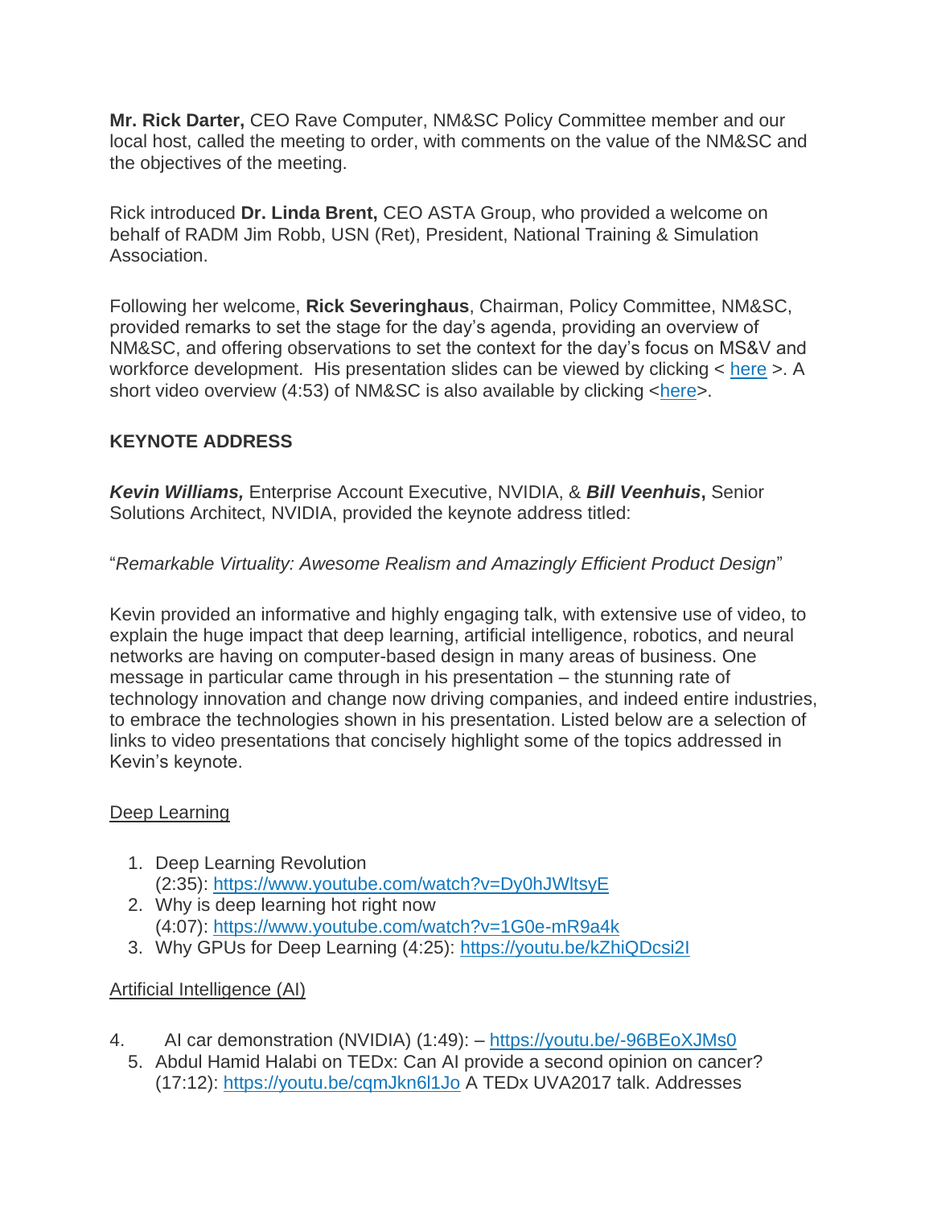**Mr. Rick Darter,** CEO Rave Computer, NM&SC Policy Committee member and our local host, called the meeting to order, with comments on the value of the NM&SC and the objectives of the meeting.

Rick introduced **Dr. Linda Brent,** CEO ASTA Group, who provided a welcome on behalf of RADM Jim Robb, USN (Ret), President, National Training & Simulation Association.

Following her welcome, **Rick Severinghaus**, Chairman, Policy Committee, NM&SC, provided remarks to set the stage for the day's agenda, providing an overview of NM&SC, and offering observations to set the context for the day's focus on MS&V and workforce development. His presentation slides can be viewed by clicking < here >. A short video overview (4:53) of NM&SC is also available by clicking <here>.

## KEYNOTE ADDRESS

***Kevin Williams,*** Enterprise Account Executive, NVIDIA, & ***Bill Veenhuis*****,** Senior Solutions Architect, NVIDIA, provided the keynote address titled:

"*Remarkable Virtuality: Awesome Realism and Amazingly Efficient Product Design*"

Kevin provided an informative and highly engaging talk, with extensive use of video, to explain the huge impact that deep learning, artificial intelligence, robotics, and neural networks are having on computer-based design in many areas of business. One message in particular came through in his presentation – the stunning rate of technology innovation and change now driving companies, and indeed entire industries, to embrace the technologies shown in his presentation. Listed below are a selection of links to video presentations that concisely highlight some of the topics addressed in Kevin's keynote.

Deep Learning

1. Deep Learning Revolution (2:35): https://www.youtube.com/watch?v=Dy0hJWltsyE
2. Why is deep learning hot right now (4:07): https://www.youtube.com/watch?v=1G0e-mR9a4k
3. Why GPUs for Deep Learning (4:25): https://youtu.be/kZhiQDcsi2I

Artificial Intelligence (AI)

4. AI car demonstration (NVIDIA) (1:49): – https://youtu.be/-96BEoXJMs0
5. Abdul Hamid Halabi on TEDx: Can AI provide a second opinion on cancer? (17:12): https://youtu.be/cqmJkn6l1Jo A TEDx UVA2017 talk. Addresses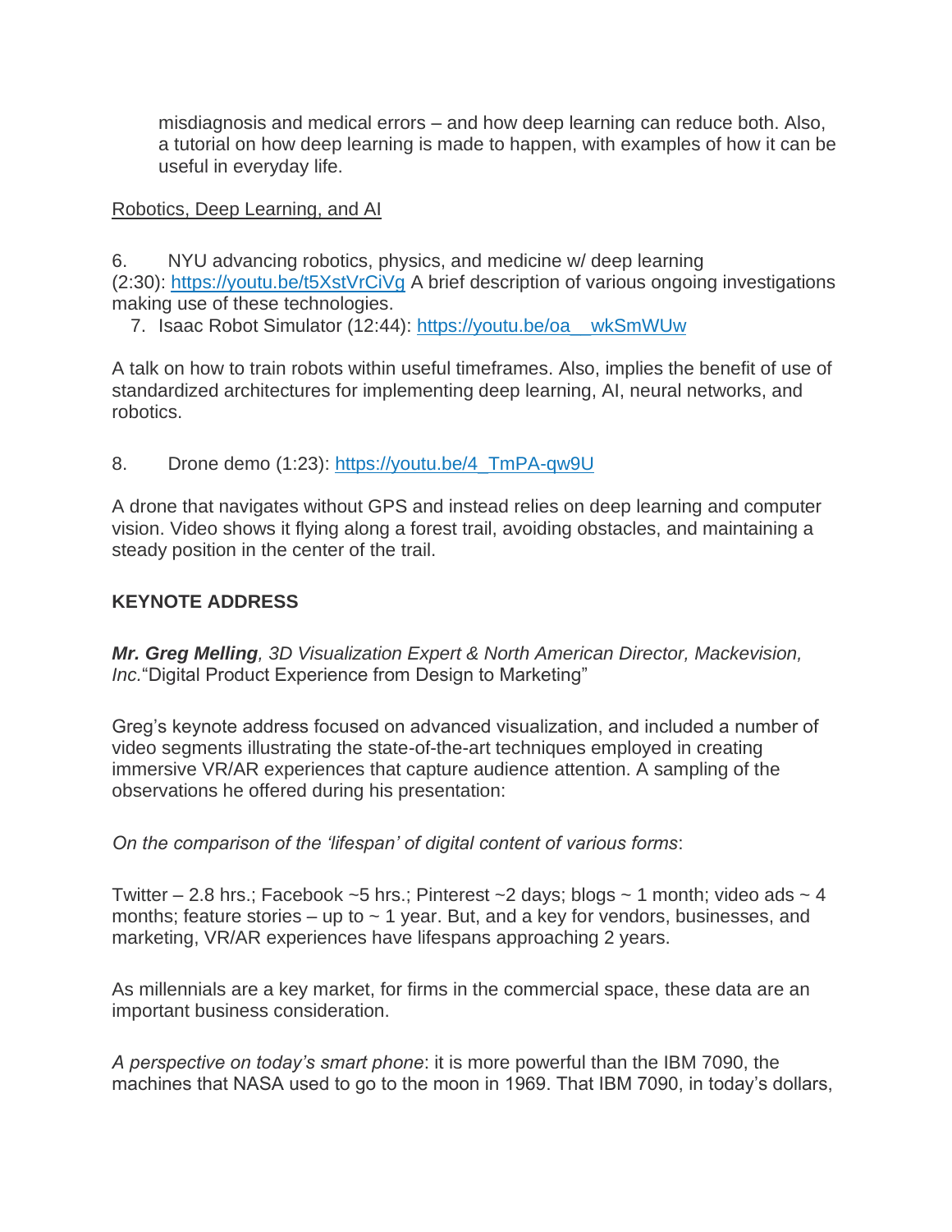misdiagnosis and medical errors – and how deep learning can reduce both. Also, a tutorial on how deep learning is made to happen, with examples of how it can be useful in everyday life.

Robotics, Deep Learning, and AI

6. NYU advancing robotics, physics, and medicine w/ deep learning (2:30): https://youtu.be/t5XstVrCiVg A brief description of various ongoing investigations making use of these technologies.

7. Isaac Robot Simulator (12:44): https://youtu.be/oa__wkSmWUw

A talk on how to train robots within useful timeframes. Also, implies the benefit of use of standardized architectures for implementing deep learning, AI, neural networks, and robotics.

8. Drone demo (1:23): https://youtu.be/4_TmPA-qw9U

A drone that navigates without GPS and instead relies on deep learning and computer vision. Video shows it flying along a forest trail, avoiding obstacles, and maintaining a steady position in the center of the trail.

**KEYNOTE ADDRESS**

***Mr. Greg Melling****, 3D Visualization Expert & North American Director, Mackevision, Inc.*“Digital Product Experience from Design to Marketing”

Greg’s keynote address focused on advanced visualization, and included a number of video segments illustrating the state-of-the-art techniques employed in creating immersive VR/AR experiences that capture audience attention. A sampling of the observations he offered during his presentation:

*On the comparison of the ‘lifespan’ of digital content of various forms*:

Twitter – 2.8 hrs.; Facebook ~5 hrs.; Pinterest ~2 days; blogs ~ 1 month; video ads ~ 4 months; feature stories – up to ~ 1 year. But, and a key for vendors, businesses, and marketing, VR/AR experiences have lifespans approaching 2 years.

As millennials are a key market, for firms in the commercial space, these data are an important business consideration.

*A perspective on today’s smart phone*: it is more powerful than the IBM 7090, the machines that NASA used to go to the moon in 1969. That IBM 7090, in today’s dollars,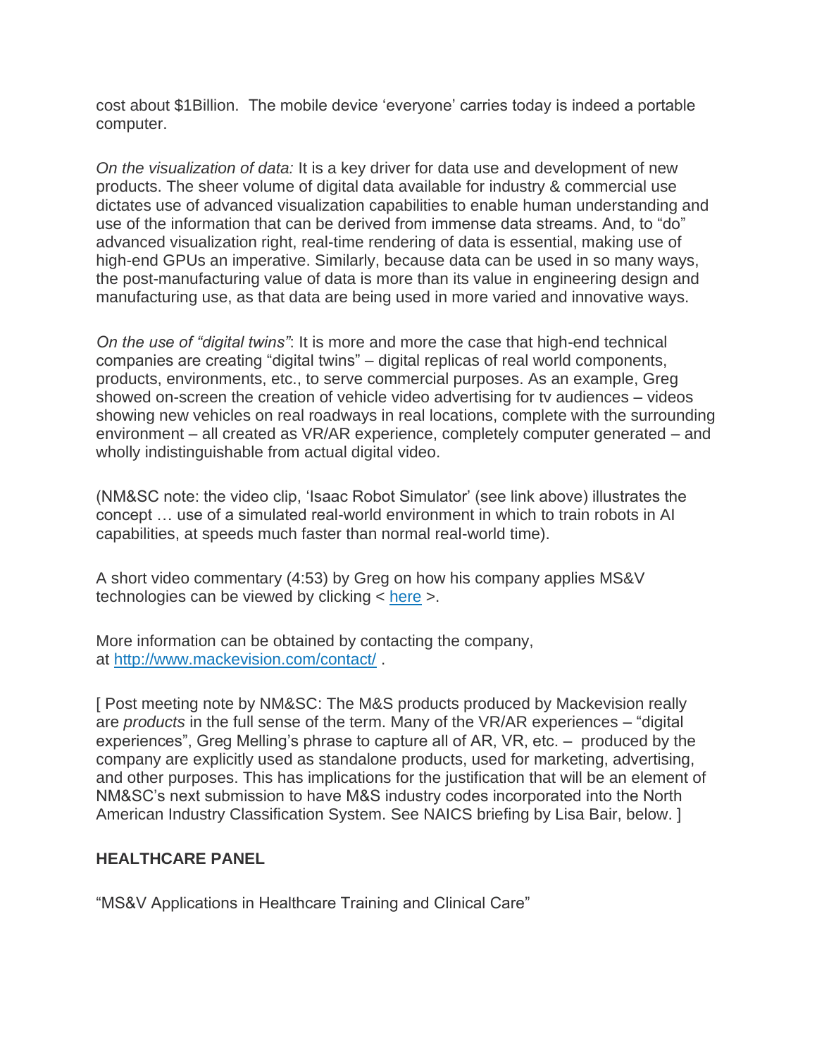cost about $1Billion. The mobile device 'everyone' carries today is indeed a portable computer.

*On the visualization of data:* It is a key driver for data use and development of new products. The sheer volume of digital data available for industry & commercial use dictates use of advanced visualization capabilities to enable human understanding and use of the information that can be derived from immense data streams. And, to "do" advanced visualization right, real-time rendering of data is essential, making use of high-end GPUs an imperative. Similarly, because data can be used in so many ways, the post-manufacturing value of data is more than its value in engineering design and manufacturing use, as that data are being used in more varied and innovative ways.

*On the use of "digital twins"*: It is more and more the case that high-end technical companies are creating "digital twins" – digital replicas of real world components, products, environments, etc., to serve commercial purposes. As an example, Greg showed on-screen the creation of vehicle video advertising for tv audiences – videos showing new vehicles on real roadways in real locations, complete with the surrounding environment – all created as VR/AR experience, completely computer generated – and wholly indistinguishable from actual digital video.

(NM&SC note: the video clip, 'Isaac Robot Simulator' (see link above) illustrates the concept … use of a simulated real-world environment in which to train robots in AI capabilities, at speeds much faster than normal real-world time).

A short video commentary (4:53) by Greg on how his company applies MS&V technologies can be viewed by clicking < [here](#) >.

More information can be obtained by contacting the company, at [http://www.mackevision.com/contact/](http://www.mackevision.com/contact/) .

[ Post meeting note by NM&SC: The M&S products produced by Mackevision really are *products* in the full sense of the term. Many of the VR/AR experiences – "digital experiences", Greg Melling's phrase to capture all of AR, VR, etc. – produced by the company are explicitly used as standalone products, used for marketing, advertising, and other purposes. This has implications for the justification that will be an element of NM&SC's next submission to have M&S industry codes incorporated into the North American Industry Classification System. See NAICS briefing by Lisa Bair, below. ]

**HEALTHCARE PANEL**

"MS&V Applications in Healthcare Training and Clinical Care"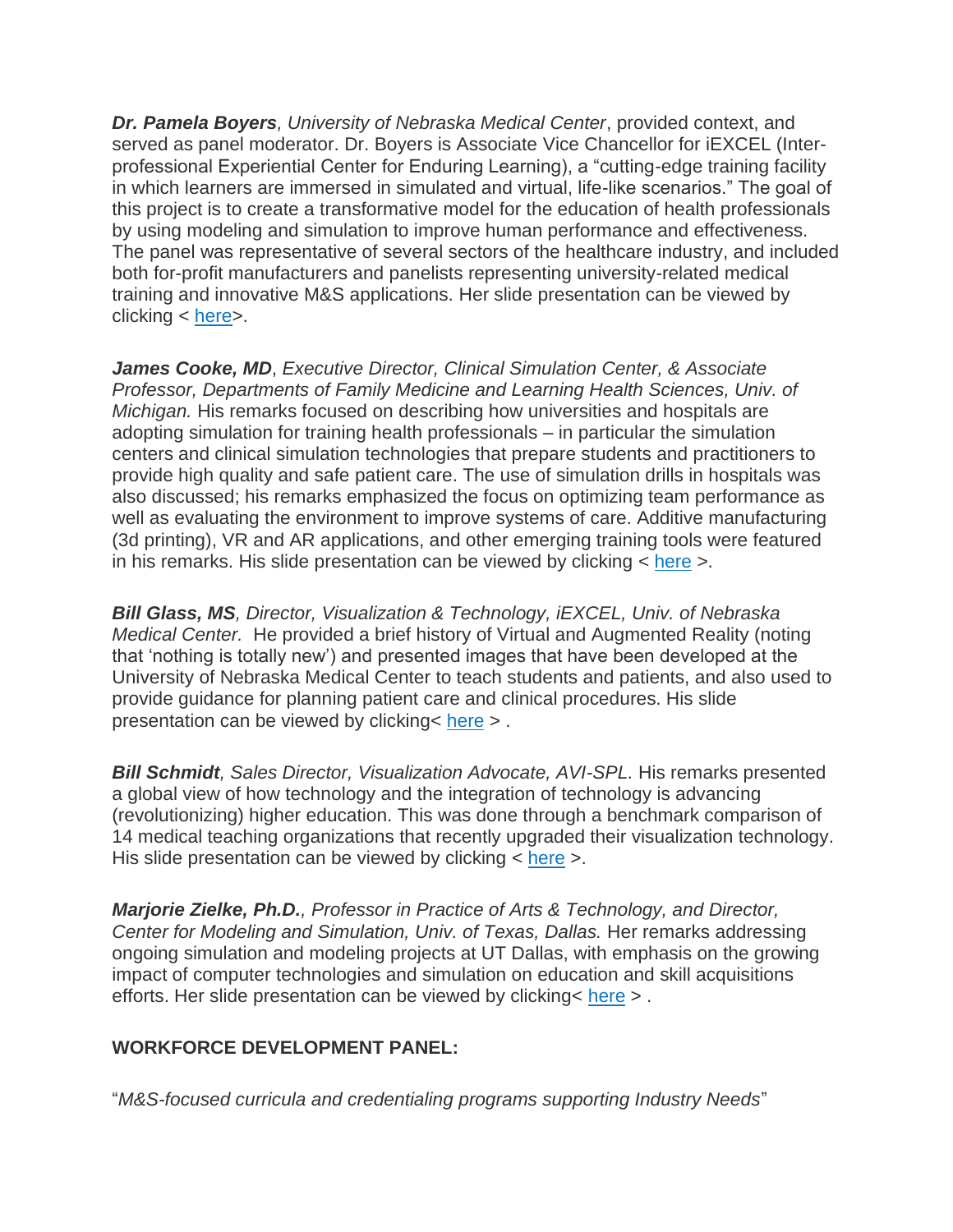***Dr. Pamela Boyers****, University of Nebraska Medical Center*, provided context, and served as panel moderator. Dr. Boyers is Associate Vice Chancellor for iEXCEL (Inter-professional Experiential Center for Enduring Learning), a "cutting-edge training facility in which learners are immersed in simulated and virtual, life-like scenarios." The goal of this project is to create a transformative model for the education of health professionals by using modeling and simulation to improve human performance and effectiveness. The panel was representative of several sectors of the healthcare industry, and included both for-profit manufacturers and panelists representing university-related medical training and innovative M&S applications. Her slide presentation can be viewed by clicking < here>.

***James Cooke, MD***, *Executive Director, Clinical Simulation Center, & Associate Professor, Departments of Family Medicine and Learning Health Sciences, Univ. of Michigan.* His remarks focused on describing how universities and hospitals are adopting simulation for training health professionals – in particular the simulation centers and clinical simulation technologies that prepare students and practitioners to provide high quality and safe patient care. The use of simulation drills in hospitals was also discussed; his remarks emphasized the focus on optimizing team performance as well as evaluating the environment to improve systems of care. Additive manufacturing (3d printing), VR and AR applications, and other emerging training tools were featured in his remarks. His slide presentation can be viewed by clicking < here >.

***Bill Glass, MS****, Director, Visualization & Technology, iEXCEL, Univ. of Nebraska Medical Center.* He provided a brief history of Virtual and Augmented Reality (noting that 'nothing is totally new') and presented images that have been developed at the University of Nebraska Medical Center to teach students and patients, and also used to provide guidance for planning patient care and clinical procedures. His slide presentation can be viewed by clicking< here > .

***Bill Schmidt****, Sales Director, Visualization Advocate, AVI-SPL.* His remarks presented a global view of how technology and the integration of technology is advancing (revolutionizing) higher education. This was done through a benchmark comparison of 14 medical teaching organizations that recently upgraded their visualization technology. His slide presentation can be viewed by clicking < here >.

***Marjorie Zielke, Ph.D.****, Professor in Practice of Arts & Technology, and Director, Center for Modeling and Simulation, Univ. of Texas, Dallas.* Her remarks addressing ongoing simulation and modeling projects at UT Dallas, with emphasis on the growing impact of computer technologies and simulation on education and skill acquisitions efforts. Her slide presentation can be viewed by clicking< here > .

**WORKFORCE DEVELOPMENT PANEL:**

"*M&S-focused curricula and credentialing programs supporting Industry Needs*"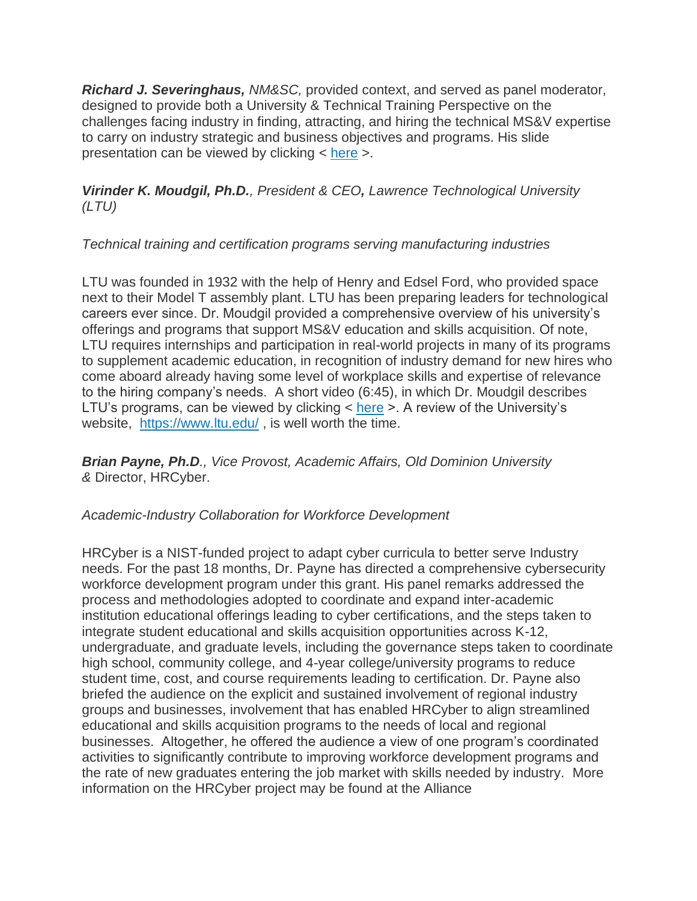***Richard J. Severinghaus,*** *NM&SC,* provided context, and served as panel moderator, designed to provide both a University & Technical Training Perspective on the challenges facing industry in finding, attracting, and hiring the technical MS&V expertise to carry on industry strategic and business objectives and programs. His slide presentation can be viewed by clicking < here >.

***Virinder K. Moudgil, Ph.D.****, President & CEO****,*** *Lawrence Technological University (LTU)*

*Technical training and certification programs serving manufacturing industries*

LTU was founded in 1932 with the help of Henry and Edsel Ford, who provided space next to their Model T assembly plant. LTU has been preparing leaders for technological careers ever since. Dr. Moudgil provided a comprehensive overview of his university's offerings and programs that support MS&V education and skills acquisition. Of note, LTU requires internships and participation in real-world projects in many of its programs to supplement academic education, in recognition of industry demand for new hires who come aboard already having some level of workplace skills and expertise of relevance to the hiring company's needs. A short video (6:45), in which Dr. Moudgil describes LTU's programs, can be viewed by clicking < here >. A review of the University's website, https://www.ltu.edu/ , is well worth the time.

***Brian Payne, Ph.D****., Vice Provost, Academic Affairs, Old Dominion University &* Director, HRCyber.

*Academic-Industry Collaboration for Workforce Development*

HRCyber is a NIST-funded project to adapt cyber curricula to better serve Industry needs. For the past 18 months, Dr. Payne has directed a comprehensive cybersecurity workforce development program under this grant. His panel remarks addressed the process and methodologies adopted to coordinate and expand inter-academic institution educational offerings leading to cyber certifications, and the steps taken to integrate student educational and skills acquisition opportunities across K-12, undergraduate, and graduate levels, including the governance steps taken to coordinate high school, community college, and 4-year college/university programs to reduce student time, cost, and course requirements leading to certification. Dr. Payne also briefed the audience on the explicit and sustained involvement of regional industry groups and businesses, involvement that has enabled HRCyber to align streamlined educational and skills acquisition programs to the needs of local and regional businesses. Altogether, he offered the audience a view of one program's coordinated activities to significantly contribute to improving workforce development programs and the rate of new graduates entering the job market with skills needed by industry. More information on the HRCyber project may be found at the Alliance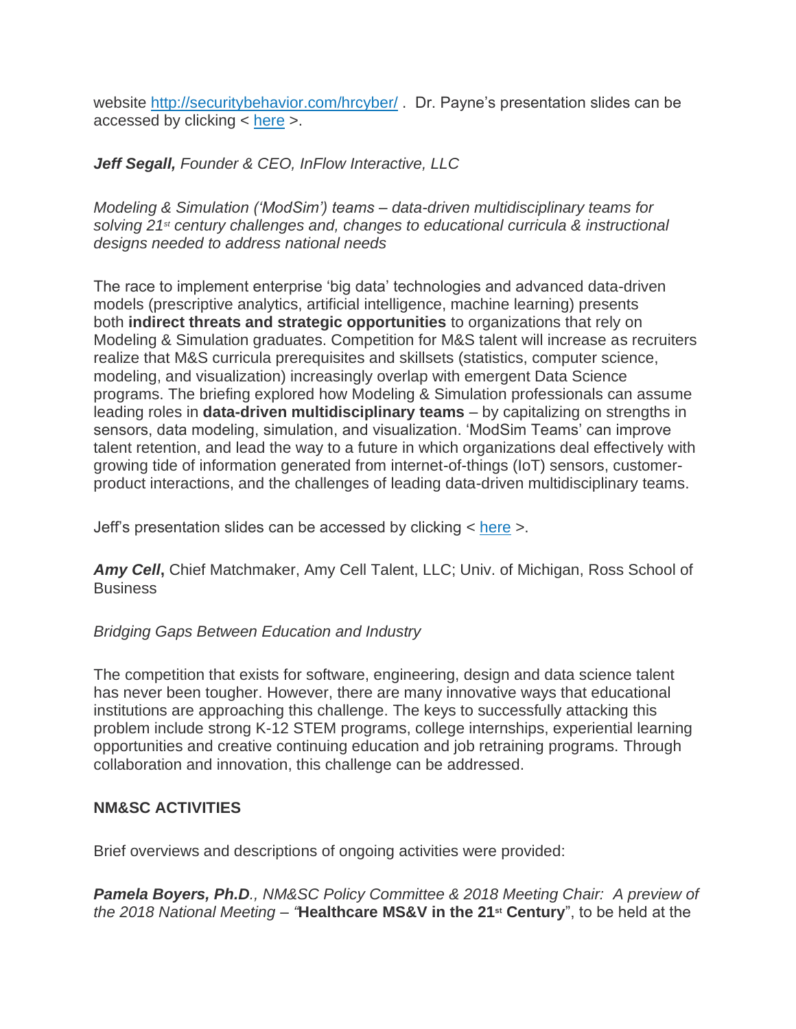website http://securitybehavior.com/hrcyber/ .  Dr. Payne's presentation slides can be accessed by clicking < here >.

***Jeff Segall,*** *Founder & CEO, InFlow Interactive, LLC*

*Modeling & Simulation ('ModSim') teams – data-driven multidisciplinary teams for solving 21st century challenges and, changes to educational curricula & instructional designs needed to address national needs*

The race to implement enterprise 'big data' technologies and advanced data-driven models (prescriptive analytics, artificial intelligence, machine learning) presents both **indirect threats and strategic opportunities** to organizations that rely on Modeling & Simulation graduates. Competition for M&S talent will increase as recruiters realize that M&S curricula prerequisites and skillsets (statistics, computer science, modeling, and visualization) increasingly overlap with emergent Data Science programs. The briefing explored how Modeling & Simulation professionals can assume leading roles in **data-driven multidisciplinary teams** – by capitalizing on strengths in sensors, data modeling, simulation, and visualization. 'ModSim Teams' can improve talent retention, and lead the way to a future in which organizations deal effectively with growing tide of information generated from internet-of-things (IoT) sensors, customer-product interactions, and the challenges of leading data-driven multidisciplinary teams.

Jeff's presentation slides can be accessed by clicking < here >.

***Amy Cell*****,** Chief Matchmaker, Amy Cell Talent, LLC; Univ. of Michigan, Ross School of Business

*Bridging Gaps Between Education and Industry*

The competition that exists for software, engineering, design and data science talent has never been tougher. However, there are many innovative ways that educational institutions are approaching this challenge. The keys to successfully attacking this problem include strong K-12 STEM programs, college internships, experiential learning opportunities and creative continuing education and job retraining programs. Through collaboration and innovation, this challenge can be addressed.

**NM&SC ACTIVITIES**

Brief overviews and descriptions of ongoing activities were provided:

***Pamela Boyers, Ph.D****., NM&SC Policy Committee & 2018 Meeting Chair:  A preview of the 2018 National Meeting – "***Healthcare MS&V in the 21st Century**", to be held at the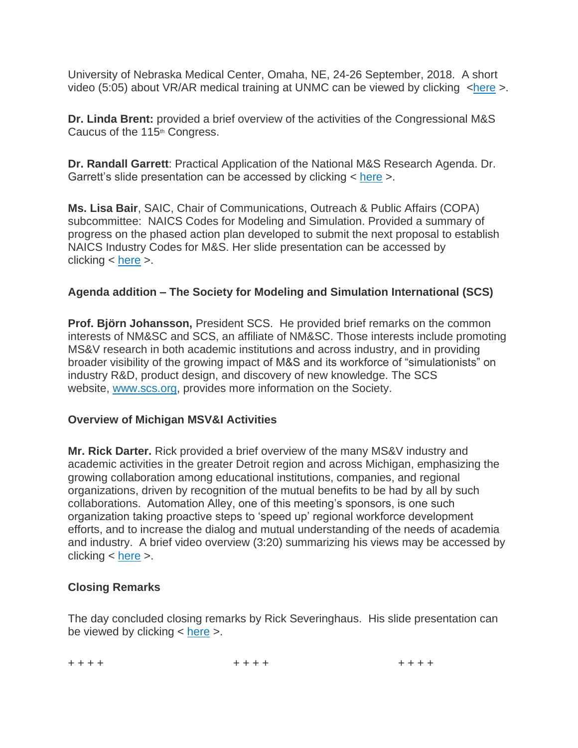University of Nebraska Medical Center, Omaha, NE, 24-26 September, 2018. A short video (5:05) about VR/AR medical training at UNMC can be viewed by clicking <here >.

**Dr. Linda Brent:** provided a brief overview of the activities of the Congressional M&S Caucus of the 115th Congress.

**Dr. Randall Garrett**: Practical Application of the National M&S Research Agenda. Dr. Garrett's slide presentation can be accessed by clicking < here >.

**Ms. Lisa Bair**, SAIC, Chair of Communications, Outreach & Public Affairs (COPA) subcommittee: NAICS Codes for Modeling and Simulation. Provided a summary of progress on the phased action plan developed to submit the next proposal to establish NAICS Industry Codes for M&S. Her slide presentation can be accessed by clicking < here >.

**Agenda addition – The Society for Modeling and Simulation International (SCS)**

**Prof. Björn Johansson,** President SCS. He provided brief remarks on the common interests of NM&SC and SCS, an affiliate of NM&SC. Those interests include promoting MS&V research in both academic institutions and across industry, and in providing broader visibility of the growing impact of M&S and its workforce of "simulationists" on industry R&D, product design, and discovery of new knowledge. The SCS website, www.scs.org, provides more information on the Society.

**Overview of Michigan MSV&I Activities**

**Mr. Rick Darter.** Rick provided a brief overview of the many MS&V industry and academic activities in the greater Detroit region and across Michigan, emphasizing the growing collaboration among educational institutions, companies, and regional organizations, driven by recognition of the mutual benefits to be had by all by such collaborations. Automation Alley, one of this meeting's sponsors, is one such organization taking proactive steps to 'speed up' regional workforce development efforts, and to increase the dialog and mutual understanding of the needs of academia and industry. A brief video overview (3:20) summarizing his views may be accessed by clicking < here >.

**Closing Remarks**

The day concluded closing remarks by Rick Severinghaus. His slide presentation can be viewed by clicking < here >.

+ + + +　　　　　+ + + +　　　　　+ + + +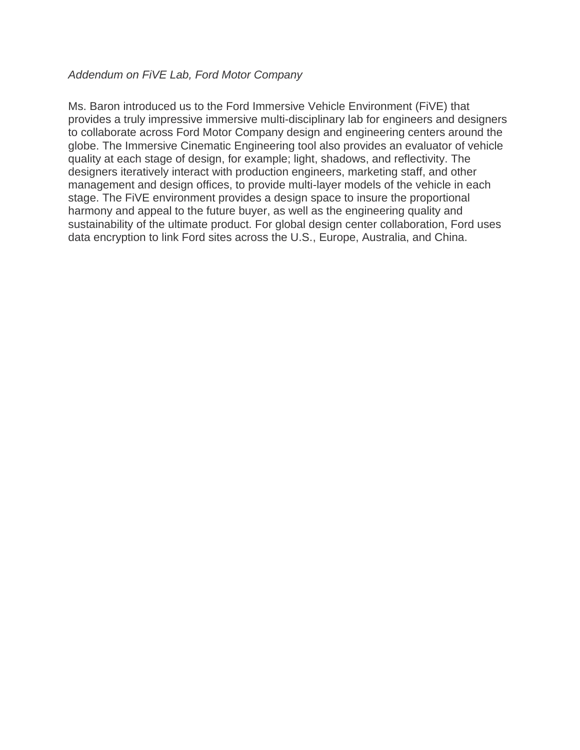*Addendum on FiVE Lab, Ford Motor Company*

Ms. Baron introduced us to the Ford Immersive Vehicle Environment (FiVE) that provides a truly impressive immersive multi-disciplinary lab for engineers and designers to collaborate across Ford Motor Company design and engineering centers around the globe. The Immersive Cinematic Engineering tool also provides an evaluator of vehicle quality at each stage of design, for example; light, shadows, and reflectivity. The designers iteratively interact with production engineers, marketing staff, and other management and design offices, to provide multi-layer models of the vehicle in each stage. The FiVE environment provides a design space to insure the proportional harmony and appeal to the future buyer, as well as the engineering quality and sustainability of the ultimate product. For global design center collaboration, Ford uses data encryption to link Ford sites across the U.S., Europe, Australia, and China.